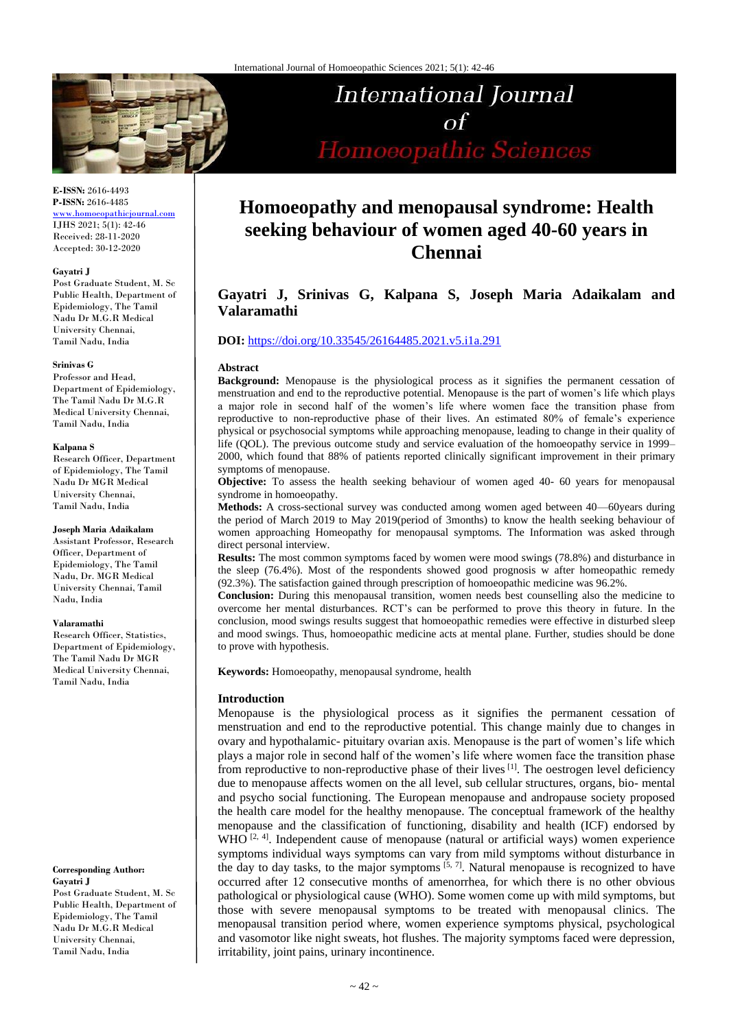**E-ISSN:** 2616-4493
**P-ISSN:** 2616-4485
www.homoeopathicjournal.com
IJHS 2021; 5(1): 42-46
Received: 28-11-2020
Accepted: 30-12-2020

**Gayatri J**
Post Graduate Student, M. Sc Public Health, Department of Epidemiology, The Tamil Nadu Dr M.G.R Medical University Chennai, Tamil Nadu, India

**Srinivas G**
Professor and Head, Department of Epidemiology, The Tamil Nadu Dr M.G.R Medical University Chennai, Tamil Nadu, India

**Kalpana S**
Research Officer, Department of Epidemiology, The Tamil Nadu Dr MGR Medical University Chennai, Tamil Nadu, India

**Joseph Maria Adaikalam**
Assistant Professor, Research Officer, Department of Epidemiology, The Tamil Nadu, Dr. MGR Medical University Chennai, Tamil Nadu, India

**Valaramathi**
Research Officer, Statistics, Department of Epidemiology, The Tamil Nadu Dr MGR Medical University Chennai, Tamil Nadu, India

**Corresponding Author:**
**Gayatri J**
Post Graduate Student, M. Sc Public Health, Department of Epidemiology, The Tamil Nadu Dr M.G.R Medical University Chennai, Tamil Nadu, India

# Homoeopathy and menopausal syndrome: Health seeking behaviour of women aged 40-60 years in Chennai

## Gayatri J, Srinivas G, Kalpana S, Joseph Maria Adaikalam and Valaramathi

**DOI:** https://doi.org/10.33545/26164485.2021.v5.i1a.291

### Abstract

**Background:** Menopause is the physiological process as it signifies the permanent cessation of menstruation and end to the reproductive potential. Menopause is the part of women's life which plays a major role in second half of the women's life where women face the transition phase from reproductive to non-reproductive phase of their lives. An estimated 80% of female's experience physical or psychosocial symptoms while approaching menopause, leading to change in their quality of life (QOL). The previous outcome study and service evaluation of the homoeopathy service in 1999–2000, which found that 88% of patients reported clinically significant improvement in their primary symptoms of menopause.

**Objective:** To assess the health seeking behaviour of women aged 40- 60 years for menopausal syndrome in homoeopathy.

**Methods:** A cross-sectional survey was conducted among women aged between 40—60years during the period of March 2019 to May 2019(period of 3months) to know the health seeking behaviour of women approaching Homeopathy for menopausal symptoms. The Information was asked through direct personal interview.

**Results:** The most common symptoms faced by women were mood swings (78.8%) and disturbance in the sleep (76.4%). Most of the respondents showed good prognosis w after homeopathic remedy (92.3%). The satisfaction gained through prescription of homoeopathic medicine was 96.2%.

**Conclusion:** During this menopausal transition, women needs best counselling also the medicine to overcome her mental disturbances. RCT's can be performed to prove this theory in future. In the conclusion, mood swings results suggest that homoeopathic remedies were effective in disturbed sleep and mood swings. Thus, homoeopathic medicine acts at mental plane. Further, studies should be done to prove with hypothesis.

**Keywords:** Homoeopathy, menopausal syndrome, health

### Introduction

Menopause is the physiological process as it signifies the permanent cessation of menstruation and end to the reproductive potential. This change mainly due to changes in ovary and hypothalamic- pituitary ovarian axis. Menopause is the part of women's life which plays a major role in second half of the women's life where women face the transition phase from reproductive to non-reproductive phase of their lives [1]. The oestrogen level deficiency due to menopause affects women on the all level, sub cellular structures, organs, bio- mental and psycho social functioning. The European menopause and andropause society proposed the health care model for the healthy menopause. The conceptual framework of the healthy menopause and the classification of functioning, disability and health (ICF) endorsed by WHO [2, 4]. Independent cause of menopause (natural or artificial ways) women experience symptoms individual ways symptoms can vary from mild symptoms without disturbance in the day to day tasks, to the major symptoms [5, 7]. Natural menopause is recognized to have occurred after 12 consecutive months of amenorrhea, for which there is no other obvious pathological or physiological cause (WHO). Some women come up with mild symptoms, but those with severe menopausal symptoms to be treated with menopausal clinics. The menopausal transition period where, women experience symptoms physical, psychological and vasomotor like night sweats, hot flushes. The majority symptoms faced were depression, irritability, joint pains, urinary incontinence.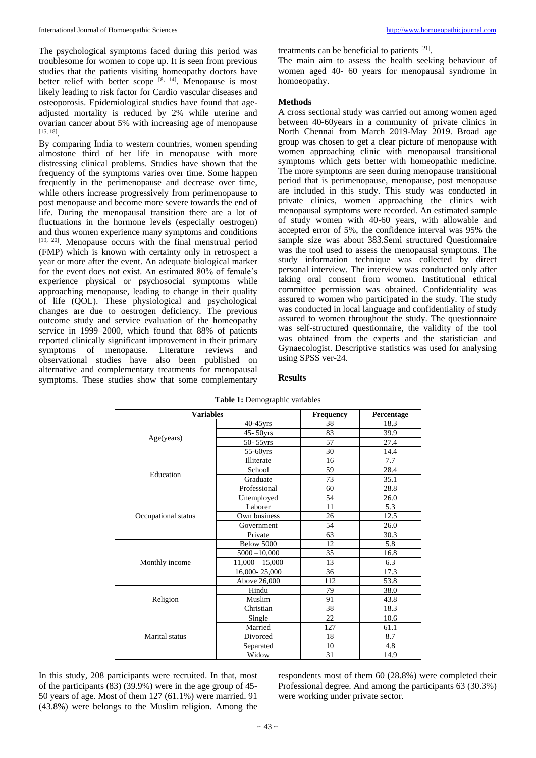The psychological symptoms faced during this period was troublesome for women to cope up. It is seen from previous studies that the patients visiting homeopathy doctors have better relief with better scope [8, 14]. Menopause is most likely leading to risk factor for Cardio vascular diseases and osteoporosis. Epidemiological studies have found that age-adjusted mortality is reduced by 2% while uterine and ovarian cancer about 5% with increasing age of menopause [15, 18].

By comparing India to western countries, women spending almostone third of her life in menopause with more distressing clinical problems. Studies have shown that the frequency of the symptoms varies over time. Some happen frequently in the perimenopause and decrease over time, while others increase progressively from perimenopause to post menopause and become more severe towards the end of life. During the menopausal transition there are a lot of fluctuations in the hormone levels (especially oestrogen) and thus women experience many symptoms and conditions [19, 20]. Menopause occurs with the final menstrual period (FMP) which is known with certainty only in retrospect a year or more after the event. An adequate biological marker for the event does not exist. An estimated 80% of female's experience physical or psychosocial symptoms while approaching menopause, leading to change in their quality of life (QOL). These physiological and psychological changes are due to oestrogen deficiency. The previous outcome study and service evaluation of the homeopathy service in 1999–2000, which found that 88% of patients reported clinically significant improvement in their primary symptoms of menopause. Literature reviews and observational studies have also been published on alternative and complementary treatments for menopausal symptoms. These studies show that some complementary treatments can be beneficial to patients [21].

The main aim to assess the health seeking behaviour of women aged 40- 60 years for menopausal syndrome in homoeopathy.

## Methods

A cross sectional study was carried out among women aged between 40-60years in a community of private clinics in North Chennai from March 2019-May 2019. Broad age group was chosen to get a clear picture of menopause with women approaching clinic with menopausal transitional symptoms which gets better with homeopathic medicine. The more symptoms are seen during menopause transitional period that is perimenopause, menopause, post menopause are included in this study. This study was conducted in private clinics, women approaching the clinics with menopausal symptoms were recorded. An estimated sample of study women with 40-60 years, with allowable and accepted error of 5%, the confidence interval was 95% the sample size was about 383.Semi structured Questionnaire was the tool used to assess the menopausal symptoms. The study information technique was collected by direct personal interview. The interview was conducted only after taking oral consent from women. Institutional ethical committee permission was obtained. Confidentiality was assured to women who participated in the study. The study was conducted in local language and confidentiality of study assured to women throughout the study. The questionnaire was self-structured questionnaire, the validity of the tool was obtained from the experts and the statistician and Gynaecologist. Descriptive statistics was used for analysing using SPSS ver-24.

## Results

**Table 1:** Demographic variables

| Variables | | Frequency | Percentage |
|---|---|---|---|
| Age(years) | 40-45yrs | 38 | 18.3 |
| | 45- 50yrs | 83 | 39.9 |
| | 50- 55yrs | 57 | 27.4 |
| | 55-60yrs | 30 | 14.4 |
| Education | Illiterate | 16 | 7.7 |
| | School | 59 | 28.4 |
| | Graduate | 73 | 35.1 |
| | Professional | 60 | 28.8 |
| Occupational status | Unemployed | 54 | 26.0 |
| | Laborer | 11 | 5.3 |
| | Own business | 26 | 12.5 |
| | Government | 54 | 26.0 |
| | Private | 63 | 30.3 |
| Monthly income | Below 5000 | 12 | 5.8 |
| | 5000 –10,000 | 35 | 16.8 |
| | 11,000 – 15,000 | 13 | 6.3 |
| | 16,000- 25,000 | 36 | 17.3 |
| | Above 26,000 | 112 | 53.8 |
| Religion | Hindu | 79 | 38.0 |
| | Muslim | 91 | 43.8 |
| | Christian | 38 | 18.3 |
| Marital status | Single | 22 | 10.6 |
| | Married | 127 | 61.1 |
| | Divorced | 18 | 8.7 |
| | Separated | 10 | 4.8 |
| | Widow | 31 | 14.9 |

In this study, 208 participants were recruited. In that, most of the participants (83) (39.9%) were in the age group of 45-50 years of age. Most of them 127 (61.1%) were married. 91 (43.8%) were belongs to the Muslim religion. Among the respondents most of them 60 (28.8%) were completed their Professional degree. And among the participants 63 (30.3%) were working under private sector.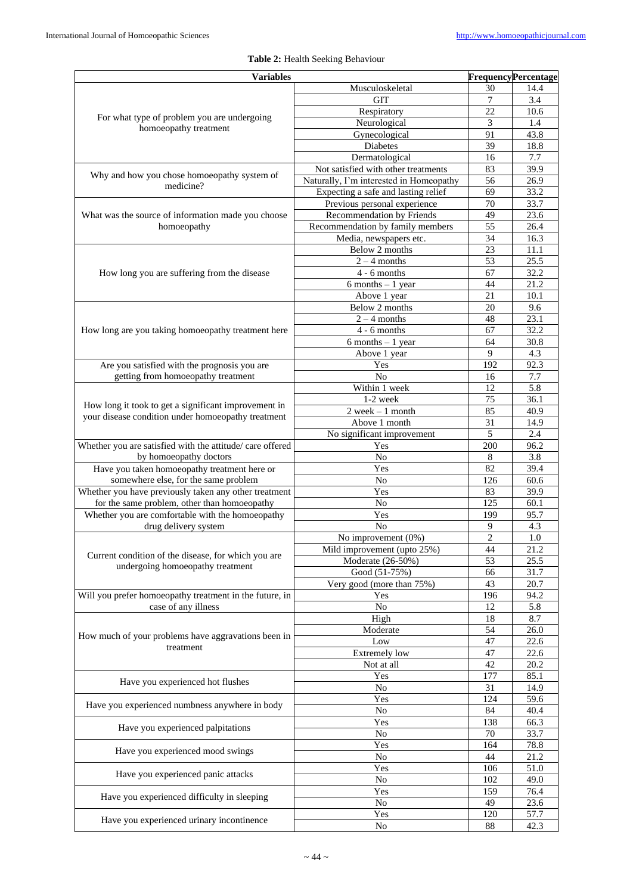**Table 2:** Health Seeking Behaviour

| Variables | | Frequency | Percentage |
|---|---|---|---|
| For what type of problem you are undergoing homoeopathy treatment | Musculoskeletal | 30 | 14.4 |
| | GIT | 7 | 3.4 |
| | Respiratory | 22 | 10.6 |
| | Neurological | 3 | 1.4 |
| | Gynecological | 91 | 43.8 |
| | Diabetes | 39 | 18.8 |
| | Dermatological | 16 | 7.7 |
| Why and how you chose homoeopathy system of medicine? | Not satisfied with other treatments | 83 | 39.9 |
| | Naturally, I'm interested in Homeopathy | 56 | 26.9 |
| | Expecting a safe and lasting relief | 69 | 33.2 |
| What was the source of information made you choose homoeopathy | Previous personal experience | 70 | 33.7 |
| | Recommendation by Friends | 49 | 23.6 |
| | Recommendation by family members | 55 | 26.4 |
| | Media, newspapers etc. | 34 | 16.3 |
| How long you are suffering from the disease | Below 2 months | 23 | 11.1 |
| | 2 – 4 months | 53 | 25.5 |
| | 4 - 6 months | 67 | 32.2 |
| | 6 months – 1 year | 44 | 21.2 |
| | Above 1 year | 21 | 10.1 |
| How long are you taking homoeopathy treatment here | Below 2 months | 20 | 9.6 |
| | 2 – 4 months | 48 | 23.1 |
| | 4 - 6 months | 67 | 32.2 |
| | 6 months – 1 year | 64 | 30.8 |
| | Above 1 year | 9 | 4.3 |
| Are you satisfied with the prognosis you are getting from homoeopathy treatment | Yes | 192 | 92.3 |
| | No | 16 | 7.7 |
| How long it took to get a significant improvement in your disease condition under homoeopathy treatment | Within 1 week | 12 | 5.8 |
| | 1-2 week | 75 | 36.1 |
| | 2 week – 1 month | 85 | 40.9 |
| | Above 1 month | 31 | 14.9 |
| | No significant improvement | 5 | 2.4 |
| Whether you are satisfied with the attitude/ care offered by homoeopathy doctors | Yes | 200 | 96.2 |
| | No | 8 | 3.8 |
| Have you taken homoeopathy treatment here or somewhere else, for the same problem | Yes | 82 | 39.4 |
| | No | 126 | 60.6 |
| Whether you have previously taken any other treatment for the same problem, other than homoeopathy | Yes | 83 | 39.9 |
| | No | 125 | 60.1 |
| Whether you are comfortable with the homoeopathy drug delivery system | Yes | 199 | 95.7 |
| | No | 9 | 4.3 |
| Current condition of the disease, for which you are undergoing homoeopathy treatment | No improvement (0%) | 2 | 1.0 |
| | Mild improvement (upto 25%) | 44 | 21.2 |
| | Moderate (26-50%) | 53 | 25.5 |
| | Good (51-75%) | 66 | 31.7 |
| | Very good (more than 75%) | 43 | 20.7 |
| Will you prefer homoeopathy treatment in the future, in case of any illness | Yes | 196 | 94.2 |
| | No | 12 | 5.8 |
| How much of your problems have aggravations been in treatment | High | 18 | 8.7 |
| | Moderate | 54 | 26.0 |
| | Low | 47 | 22.6 |
| | Extremely low | 47 | 22.6 |
| | Not at all | 42 | 20.2 |
| Have you experienced hot flushes | Yes | 177 | 85.1 |
| | No | 31 | 14.9 |
| Have you experienced numbness anywhere in body | Yes | 124 | 59.6 |
| | No | 84 | 40.4 |
| Have you experienced palpitations | Yes | 138 | 66.3 |
| | No | 70 | 33.7 |
| Have you experienced mood swings | Yes | 164 | 78.8 |
| | No | 44 | 21.2 |
| Have you experienced panic attacks | Yes | 106 | 51.0 |
| | No | 102 | 49.0 |
| Have you experienced difficulty in sleeping | Yes | 159 | 76.4 |
| | No | 49 | 23.6 |
| Have you experienced urinary incontinence | Yes | 120 | 57.7 |
| | No | 88 | 42.3 |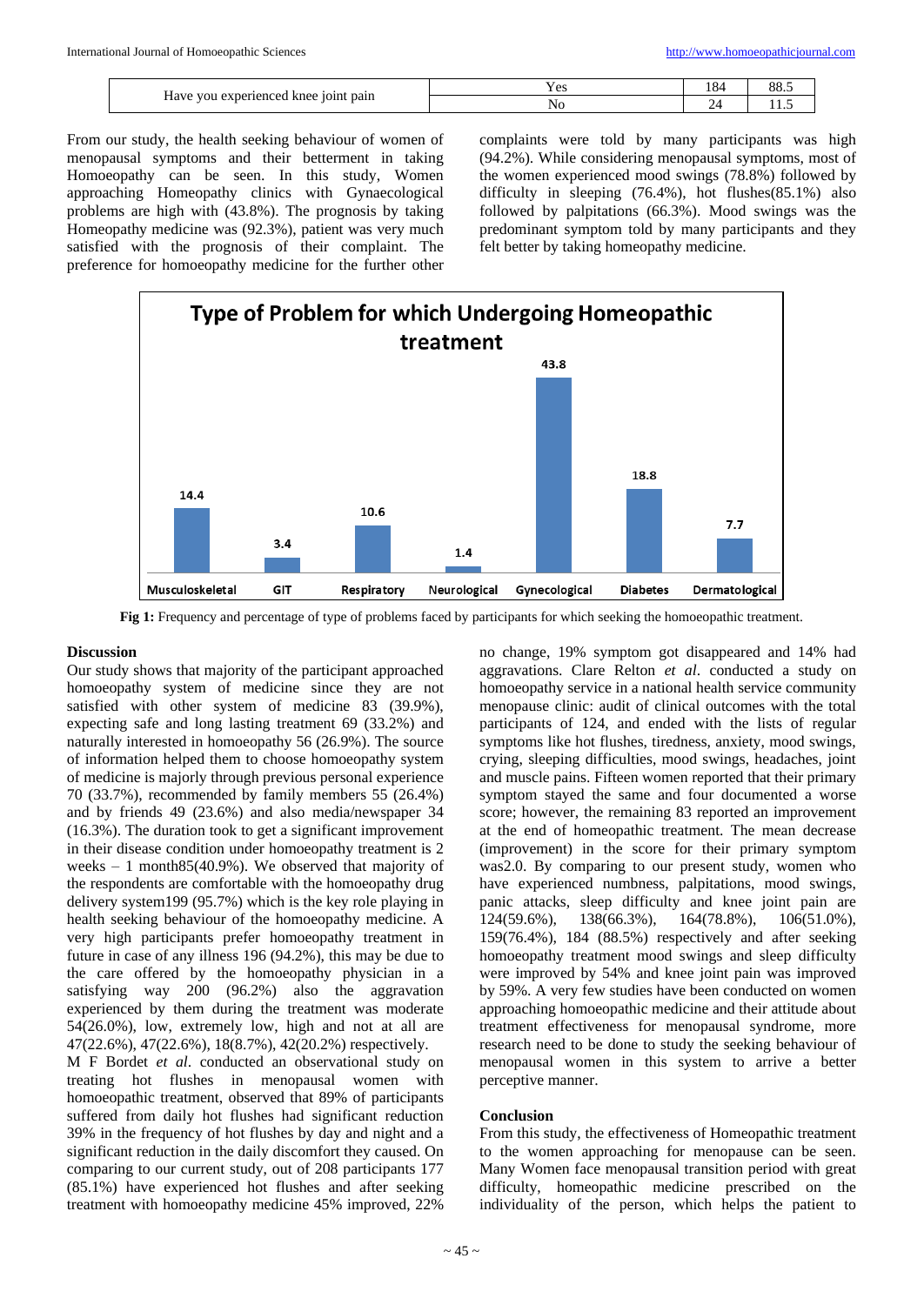| Have you experienced knee joint pain | Yes | 184 | 88.5 |
|---|---|---|---|
| | No | 24 | 11.5 |

From our study, the health seeking behaviour of women of menopausal symptoms and their betterment in taking Homoeopathy can be seen. In this study, Women approaching Homeopathy clinics with Gynaecological problems are high with (43.8%). The prognosis by taking Homeopathy medicine was (92.3%), patient was very much satisfied with the prognosis of their complaint. The preference for homoeopathy medicine for the further other complaints were told by many participants was high (94.2%). While considering menopausal symptoms, most of the women experienced mood swings (78.8%) followed by difficulty in sleeping (76.4%), hot flushes(85.1%) also followed by palpitations (66.3%). Mood swings was the predominant symptom told by many participants and they felt better by taking homeopathy medicine.

**Type of Problem for which Undergoing Homeopathic treatment**

| Musculoskeletal | GIT | Respiratory | Neurological | Gynecological | Diabetes | Dermatological |
|---|---|---|---|---|---|---|
| 14.4 | 3.4 | 10.6 | 1.4 | 43.8 | 18.8 | 7.7 |

**Fig 1:** Frequency and percentage of type of problems faced by participants for which seeking the homoeopathic treatment.

## Discussion

Our study shows that majority of the participant approached homoeopathy system of medicine since they are not satisfied with other system of medicine 83 (39.9%), expecting safe and long lasting treatment 69 (33.2%) and naturally interested in homoeopathy 56 (26.9%). The source of information helped them to choose homoeopathy system of medicine is majorly through previous personal experience 70 (33.7%), recommended by family members 55 (26.4%) and by friends 49 (23.6%) and also media/newspaper 34 (16.3%). The duration took to get a significant improvement in their disease condition under homoeopathy treatment is 2 weeks – 1 month85(40.9%). We observed that majority of the respondents are comfortable with the homoeopathy drug delivery system199 (95.7%) which is the key role playing in health seeking behaviour of the homoeopathy medicine. A very high participants prefer homoeopathy treatment in future in case of any illness 196 (94.2%), this may be due to the care offered by the homoeopathy physician in a satisfying way 200 (96.2%) also the aggravation experienced by them during the treatment was moderate 54(26.0%), low, extremely low, high and not at all are 47(22.6%), 47(22.6%), 18(8.7%), 42(20.2%) respectively.

M F Bordet *et al*. conducted an observational study on treating hot flushes in menopausal women with homoeopathic treatment, observed that 89% of participants suffered from daily hot flushes had significant reduction 39% in the frequency of hot flushes by day and night and a significant reduction in the daily discomfort they caused. On comparing to our current study, out of 208 participants 177 (85.1%) have experienced hot flushes and after seeking treatment with homoeopathy medicine 45% improved, 22% no change, 19% symptom got disappeared and 14% had aggravations. Clare Relton *et al*. conducted a study on homoeopathy service in a national health service community menopause clinic: audit of clinical outcomes with the total participants of 124, and ended with the lists of regular symptoms like hot flushes, tiredness, anxiety, mood swings, crying, sleeping difficulties, mood swings, headaches, joint and muscle pains. Fifteen women reported that their primary symptom stayed the same and four documented a worse score; however, the remaining 83 reported an improvement at the end of homeopathic treatment. The mean decrease (improvement) in the score for their primary symptom was2.0. By comparing to our present study, women who have experienced numbness, palpitations, mood swings, panic attacks, sleep difficulty and knee joint pain are 124(59.6%), 138(66.3%), 164(78.8%), 106(51.0%), 159(76.4%), 184 (88.5%) respectively and after seeking homoeopathy treatment mood swings and sleep difficulty were improved by 54% and knee joint pain was improved by 59%. A very few studies have been conducted on women approaching homoeopathic medicine and their attitude about treatment effectiveness for menopausal syndrome, more research need to be done to study the seeking behaviour of menopausal women in this system to arrive a better perceptive manner.

## Conclusion

From this study, the effectiveness of Homeopathic treatment to the women approaching for menopause can be seen. Many Women face menopausal transition period with great difficulty, homeopathic medicine prescribed on the individuality of the person, which helps the patient to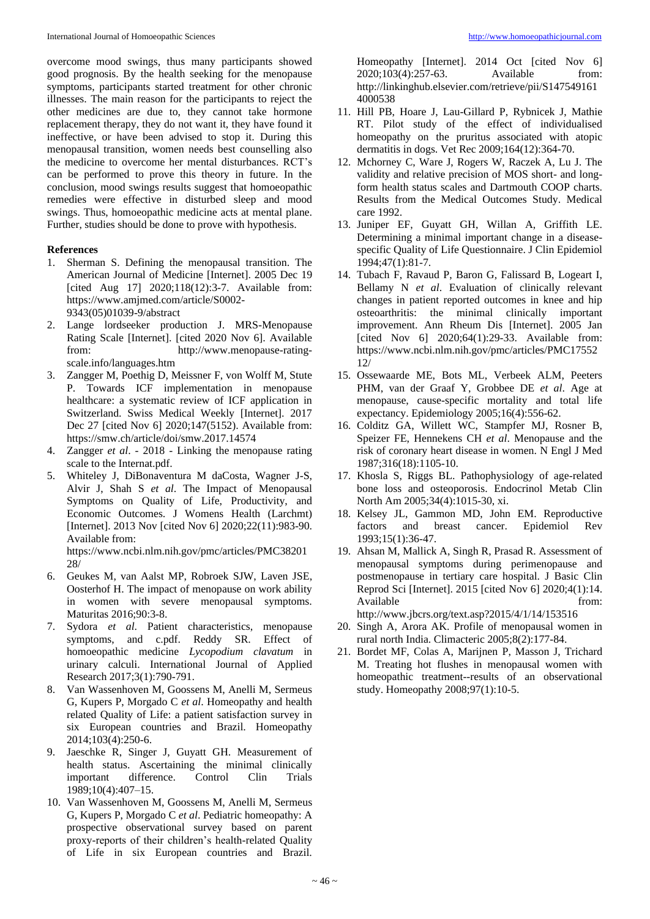overcome mood swings, thus many participants showed good prognosis. By the health seeking for the menopause symptoms, participants started treatment for other chronic illnesses. The main reason for the participants to reject the other medicines are due to, they cannot take hormone replacement therapy, they do not want it, they have found it ineffective, or have been advised to stop it. During this menopausal transition, women needs best counselling also the medicine to overcome her mental disturbances. RCT's can be performed to prove this theory in future. In the conclusion, mood swings results suggest that homoeopathic remedies were effective in disturbed sleep and mood swings. Thus, homoeopathic medicine acts at mental plane. Further, studies should be done to prove with hypothesis.

**References**

1. Sherman S. Defining the menopausal transition. The American Journal of Medicine [Internet]. 2005 Dec 19 [cited Aug 17] 2020;118(12):3-7. Available from: https://www.amjmed.com/article/S0002-9343(05)01039-9/abstract
2. Lange lordseeker production J. MRS-Menopause Rating Scale [Internet]. [cited 2020 Nov 6]. Available from: http://www.menopause-rating-scale.info/languages.htm
3. Zangger M, Poethig D, Meissner F, von Wolff M, Stute P. Towards ICF implementation in menopause healthcare: a systematic review of ICF application in Switzerland. Swiss Medical Weekly [Internet]. 2017 Dec 27 [cited Nov 6] 2020;147(5152). Available from: https://smw.ch/article/doi/smw.2017.14574
4. Zangger *et al*. - 2018 - Linking the menopause rating scale to the Internat.pdf.
5. Whiteley J, DiBonaventura M daCosta, Wagner J-S, Alvir J, Shah S *et al*. The Impact of Menopausal Symptoms on Quality of Life, Productivity, and Economic Outcomes. J Womens Health (Larchmt) [Internet]. 2013 Nov [cited Nov 6] 2020;22(11):983-90. Available from: https://www.ncbi.nlm.nih.gov/pmc/articles/PMC3820128/
6. Geukes M, van Aalst MP, Robroek SJW, Laven JSE, Oosterhof H. The impact of menopause on work ability in women with severe menopausal symptoms. Maturitas 2016;90:3-8.
7. Sydora *et al*. Patient characteristics, menopause symptoms, and c.pdf. Reddy SR. Effect of homoeopathic medicine *Lycopodium clavatum* in urinary calculi. International Journal of Applied Research 2017;3(1):790-791.
8. Van Wassenhoven M, Goossens M, Anelli M, Sermeus G, Kupers P, Morgado C *et al*. Homeopathy and health related Quality of Life: a patient satisfaction survey in six European countries and Brazil. Homeopathy 2014;103(4):250-6.
9. Jaeschke R, Singer J, Guyatt GH. Measurement of health status. Ascertaining the minimal clinically important difference. Control Clin Trials 1989;10(4):407–15.
10. Van Wassenhoven M, Goossens M, Anelli M, Sermeus G, Kupers P, Morgado C *et al*. Pediatric homeopathy: A prospective observational survey based on parent proxy-reports of their children's health-related Quality of Life in six European countries and Brazil. Homeopathy [Internet]. 2014 Oct [cited Nov 6] 2020;103(4):257-63. Available from: http://linkinghub.elsevier.com/retrieve/pii/S1475491614000538
11. Hill PB, Hoare J, Lau-Gillard P, Rybnicek J, Mathie RT. Pilot study of the effect of individualised homeopathy on the pruritus associated with atopic dermatitis in dogs. Vet Rec 2009;164(12):364-70.
12. Mchorney C, Ware J, Rogers W, Raczek A, Lu J. The validity and relative precision of MOS short- and long-form health status scales and Dartmouth COOP charts. Results from the Medical Outcomes Study. Medical care 1992.
13. Juniper EF, Guyatt GH, Willan A, Griffith LE. Determining a minimal important change in a disease-specific Quality of Life Questionnaire. J Clin Epidemiol 1994;47(1):81-7.
14. Tubach F, Ravaud P, Baron G, Falissard B, Logeart I, Bellamy N *et al*. Evaluation of clinically relevant changes in patient reported outcomes in knee and hip osteoarthritis: the minimal clinically important improvement. Ann Rheum Dis [Internet]. 2005 Jan [cited Nov 6] 2020;64(1):29-33. Available from: https://www.ncbi.nlm.nih.gov/pmc/articles/PMC1755212/
15. Ossewaarde ME, Bots ML, Verbeek ALM, Peeters PHM, van der Graaf Y, Grobbee DE *et al*. Age at menopause, cause-specific mortality and total life expectancy. Epidemiology 2005;16(4):556-62.
16. Colditz GA, Willett WC, Stampfer MJ, Rosner B, Speizer FE, Hennekens CH *et al*. Menopause and the risk of coronary heart disease in women. N Engl J Med 1987;316(18):1105-10.
17. Khosla S, Riggs BL. Pathophysiology of age-related bone loss and osteoporosis. Endocrinol Metab Clin North Am 2005;34(4):1015-30, xi.
18. Kelsey JL, Gammon MD, John EM. Reproductive factors and breast cancer. Epidemiol Rev 1993;15(1):36-47.
19. Ahsan M, Mallick A, Singh R, Prasad R. Assessment of menopausal symptoms during perimenopause and postmenopause in tertiary care hospital. J Basic Clin Reprod Sci [Internet]. 2015 [cited Nov 6] 2020;4(1):14. Available from: http://www.jbcrs.org/text.asp?2015/4/1/14/153516
20. Singh A, Arora AK. Profile of menopausal women in rural north India. Climacteric 2005;8(2):177-84.
21. Bordet MF, Colas A, Marijnen P, Masson J, Trichard M. Treating hot flushes in menopausal women with homeopathic treatment--results of an observational study. Homeopathy 2008;97(1):10-5.